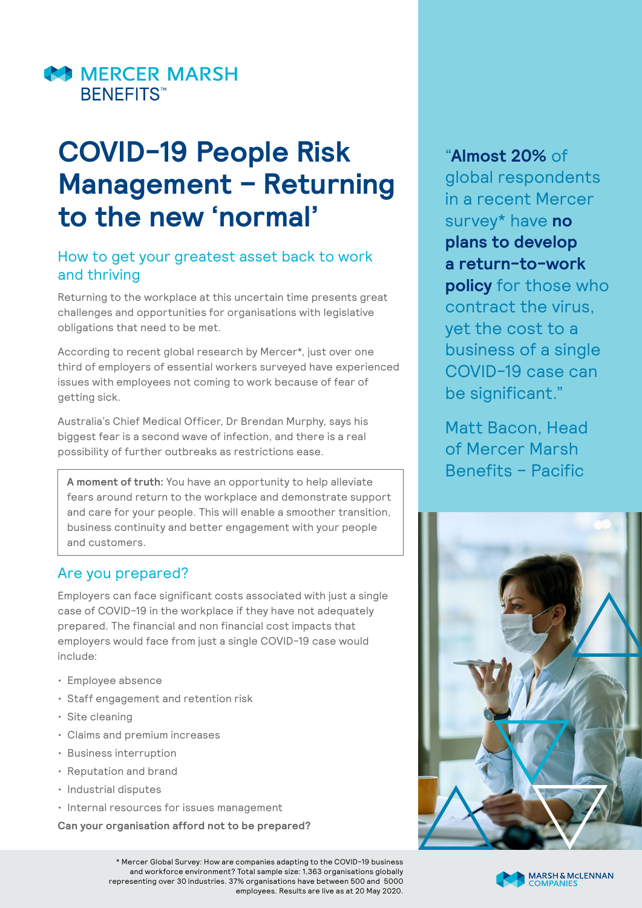MERCER MARSH BENEFITS™

# COVID-19 People Risk Management – Returning to the new 'normal'

## How to get your greatest asset back to work and thriving

Returning to the workplace at this uncertain time presents great challenges and opportunities for organisations with legislative obligations that need to be met.

According to recent global research by Mercer*, just over one third of employers of essential workers surveyed have experienced issues with employees not coming to work because of fear of getting sick.

Australia's Chief Medical Officer, Dr Brendan Murphy, says his biggest fear is a second wave of infection, and there is a real possibility of further outbreaks as restrictions ease.

> **A moment of truth:** You have an opportunity to help alleviate fears around return to the workplace and demonstrate support and care for your people. This will enable a smoother transition, business continuity and better engagement with your people and customers.

## Are you prepared?

Employers can face significant costs associated with just a single case of COVID-19 in the workplace if they have not adequately prepared. The financial and non financial cost impacts that employers would face from just a single COVID-19 case would include:

- Employee absence
- Staff engagement and retention risk
- Site cleaning
- Claims and premium increases
- Business interruption
- Reputation and brand
- Industrial disputes
- Internal resources for issues management

**Can your organisation afford not to be prepared?**

"**Almost 20%** of global respondents in a recent Mercer survey* have **no plans to develop a return-to-work policy** for those who contract the virus, yet the cost to a business of a single COVID-19 case can be significant."

Matt Bacon, Head of Mercer Marsh Benefits – Pacific

\* Mercer Global Survey: How are companies adapting to the COVID-19 business and workforce environment? Total sample size: 1,363 organisations globally representing over 30 industries. 37% organisations have between 500 and 5000 employees. Results are live as at 20 May 2020.

MARSH & McLENNAN COMPANIES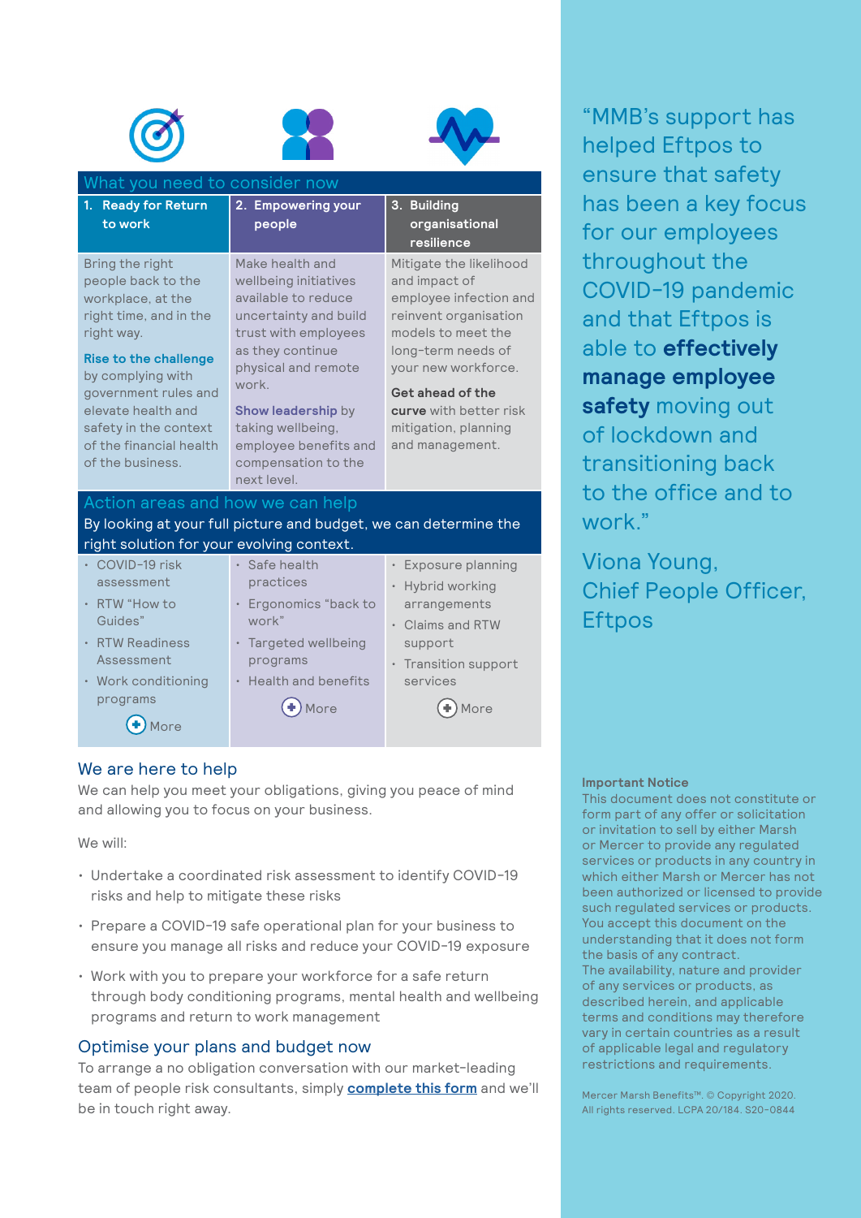## What you need to consider now

| 1. Ready for Return to work | 2. Empowering your people | 3. Building organisational resilience |
|---|---|---|
| Bring the right people back to the workplace, at the right time, and in the right way. **Rise to the challenge** by complying with government rules and elevate health and safety in the context of the financial health of the business. | Make health and wellbeing initiatives available to reduce uncertainty and build trust with employees as they continue physical and remote work. **Show leadership** by taking wellbeing, employee benefits and compensation to the next level. | Mitigate the likelihood and impact of employee infection and reinvent organisation models to meet the long-term needs of your new workforce. **Get ahead of the curve** with better risk mitigation, planning and management. |

## Action areas and how we can help

By looking at your full picture and budget, we can determine the right solution for your evolving context.

| | | |
|---|---|---|
| • COVID-19 risk assessment<br>• RTW "How to Guides"<br>• RTW Readiness Assessment<br>• Work conditioning programs<br>More | • Safe health practices<br>• Ergonomics "back to work"<br>• Targeted wellbeing programs<br>• Health and benefits<br>More | • Exposure planning<br>• Hybrid working arrangements<br>• Claims and RTW support<br>• Transition support services<br>More |

## We are here to help

We can help you meet your obligations, giving you peace of mind and allowing you to focus on your business.

We will:

- Undertake a coordinated risk assessment to identify COVID-19 risks and help to mitigate these risks
- Prepare a COVID-19 safe operational plan for your business to ensure you manage all risks and reduce your COVID-19 exposure
- Work with you to prepare your workforce for a safe return through body conditioning programs, mental health and wellbeing programs and return to work management

## Optimise your plans and budget now

To arrange a no obligation conversation with our market-leading team of people risk consultants, simply **complete this form** and we'll be in touch right away.

"MMB's support has helped Eftpos to ensure that safety has been a key focus for our employees throughout the COVID-19 pandemic and that Eftpos is able to **effectively manage employee safety** moving out of lockdown and transitioning back to the office and to work."

Viona Young,
Chief People Officer,
Eftpos

**Important Notice**
This document does not constitute or form part of any offer or solicitation or invitation to sell by either Marsh or Mercer to provide any regulated services or products in any country in which either Marsh or Mercer has not been authorized or licensed to provide such regulated services or products. You accept this document on the understanding that it does not form the basis of any contract.
The availability, nature and provider of any services or products, as described herein, and applicable terms and conditions may therefore vary in certain countries as a result of applicable legal and regulatory restrictions and requirements.

Mercer Marsh Benefits™. © Copyright 2020. All rights reserved. LCPA 20/184. S20-0844